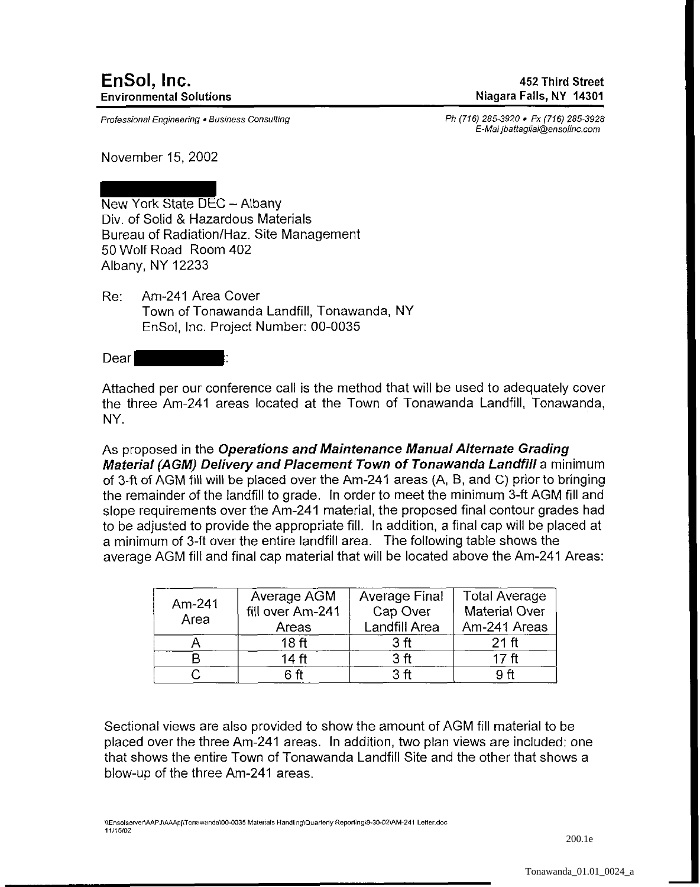**EnSol, Inc.**
**Environmental Solutions**

**452 Third Street**
**Niagara Falls, NY 14301**

*Professional Engineering • Business Consulting*

*Ph (716) 285-3920 • Fx (716) 285-3928*
*E-Mai jbattaglia@ensolinc.com*

November 15, 2002

New York State DEC – Albany
Div. of Solid & Hazardous Materials
Bureau of Radiation/Haz. Site Management
50 Wolf Road Room 402
Albany, NY 12233

Re: Am-241 Area Cover
Town of Tonawanda Landfill, Tonawanda, NY
EnSol, Inc. Project Number: 00-0035

Dear :

Attached per our conference call is the method that will be used to adequately cover the three Am-241 areas located at the Town of Tonawanda Landfill, Tonawanda, NY.

As proposed in the ***Operations and Maintenance Manual Alternate Grading Material (AGM) Delivery and Placement Town of Tonawanda Landfill*** a minimum of 3-ft of AGM fill will be placed over the Am-241 areas (A, B, and C) prior to bringing the remainder of the landfill to grade. In order to meet the minimum 3-ft AGM fill and slope requirements over the Am-241 material, the proposed final contour grades had to be adjusted to provide the appropriate fill. In addition, a final cap will be placed at a minimum of 3-ft over the entire landfill area. The following table shows the average AGM fill and final cap material that will be located above the Am-241 Areas:

| Am-241 Area | Average AGM fill over Am-241 Areas | Average Final Cap Over Landfill Area | Total Average Material Over Am-241 Areas |
|---|---|---|---|
| A | 18 ft | 3 ft | 21 ft |
| B | 14 ft | 3 ft | 17 ft |
| C | 6 ft | 3 ft | 9 ft |

Sectional views are also provided to show the amount of AGM fill material to be placed over the three Am-241 areas. In addition, two plan views are included: one that shows the entire Town of Tonawanda Landfill Site and the other that shows a blow-up of the three Am-241 areas.

\\Ensolserver\AAPJ\AAApj\Tonawanda\00-0035 Materials Handling\Quarterly Reporting\9-30-02\AM-241 Letter.doc
11/15/02

200.1e

Tonawanda_01.01_0024_a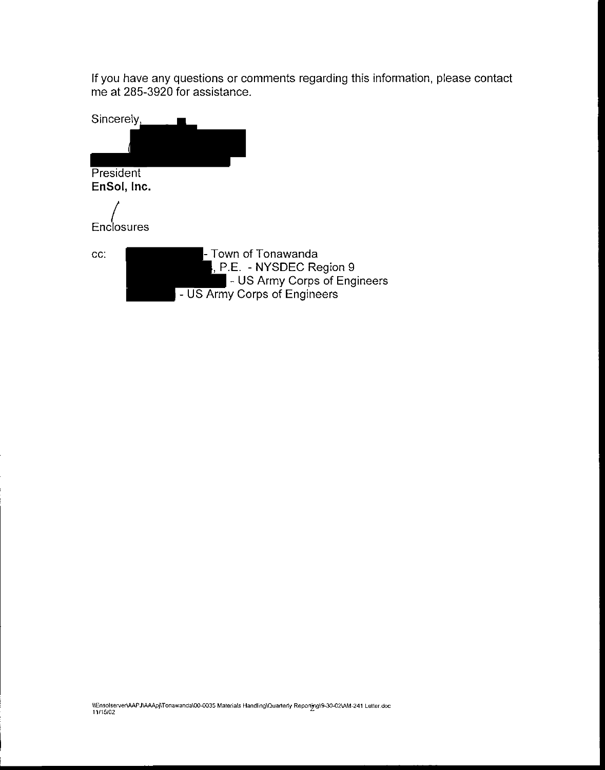If you have any questions or comments regarding this information, please contact me at 285-3920 for assistance.

Sincerely,

President
**EnSol, Inc.**

/
Enclosures

cc: - Town of Tonawanda
, P.E. - NYSDEC Region 9
- US Army Corps of Engineers
- US Army Corps of Engineers

\\Ensolserver\AAPJ\AAApj\Tonawanda\00-0035 Materials Handling\Quarterly Reporting\9-30-02\AM-241 Letter.doc
11/15/02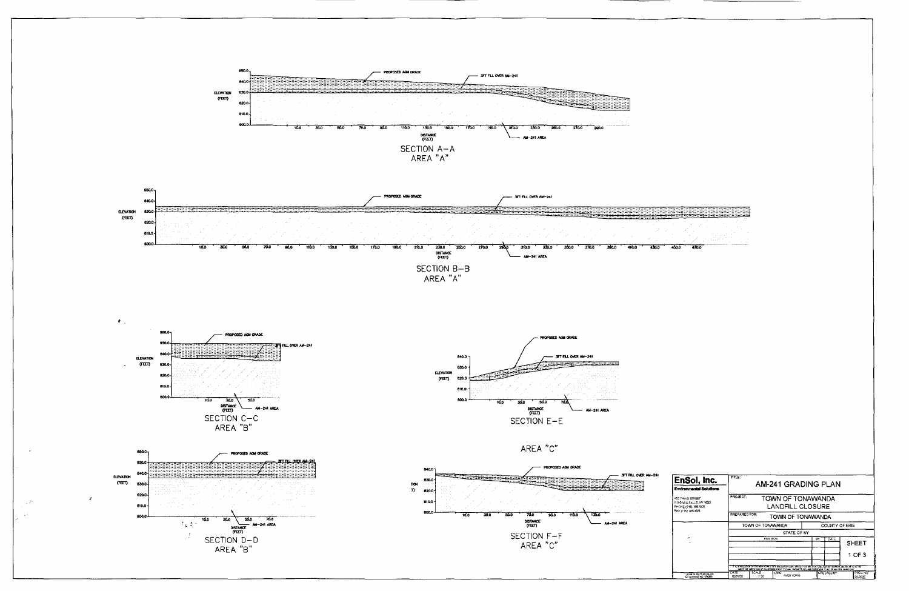## SECTION A–A
### AREA "A"

PROPOSED AGM GRADE

3FT FILL OVER AM–241

AM–241 AREA

ELEVATION (FEET): 600.0, 610.0, 620.0, 630.0, 640.0, 650.0

DISTANCE (FEET): 10.0, 30.0, 50.0, 70.0, 90.0, 110.0, 130.0, 150.0, 170.0, 190.0, 210.0, 230.0, 250.0, 270.0, 290.0

## SECTION B–B
### AREA "A"

PROPOSED AGM GRADE

3FT FILL OVER AM–241

AM–241 AREA

ELEVATION (FEET): 600.0, 610.0, 620.0, 630.0, 640.0, 650.0

DISTANCE (FEET): 10.0, 30.0, 50.0, 70.0, 90.0, 110.0, 130.0, 150.0, 170.0, 190.0, 210.0, 230.0, 250.0, 270.0, 290.0, 310.0, 330.0, 350.0, 370.0, 390.0, 410.0, 430.0, 450.0, 470.0

## SECTION C–C
### AREA "B"

PROPOSED AGM GRADE

3FT FILL OVER AM–241

AM–241 AREA

ELEVATION (FEET): 600.0, 610.0, 620.0, 630.0, 640.0, 650.0, 660.0

DISTANCE (FEET): 10.0, 30.0, 50.0

## SECTION E–E

PROPOSED AGM GRADE

3FT FILL OVER AM–241

AM–241 AREA

ELEVATION (FEET): 600.0, 610.0, 620.0, 630.0, 640.0

DISTANCE (FEET): 10.0, 30.0, 50.0, 70.0

### AREA "C"

## SECTION D–D
### AREA "B"

PROPOSED AGM GRADE

3FT FILL OVER AM–241

AM–241 AREA

ELEVATION (FEET): 600.0, 610.0, 620.0, 630.0, 640.0, 650.0, 660.0

DISTANCE (FEET): 10.0, 30.0, 50.0, 70.0

## SECTION F–F
### AREA "C"

PROPOSED AGM GRADE

3FT FILL OVER AM–241

AM–241 AREA

ELEVATION (FEET): 600.0, 610.0, 620.0, 630.0, 640.0

DISTANCE (FEET): 10.0, 30.0, 50.0, 70.0, 90.0, 110.0, 130.0

---

**EnSol, Inc.**
**Environmental Solutions**

460 THIRD STREET
NIAGARA FALLS, NY 14301
PHONE (716) 285-3920
FAX (716) 285-3928

| | |
|---|---|
| TITLE: | AM-241 GRADING PLAN |
| PROJECT: | TOWN OF TONAWANDA LANDFILL CLOSURE |
| PREPARED FOR: | TOWN OF TONAWANDA |
| TOWN OF TONAWANDA | COUNTY OF ERIE |
| STATE OF NY | |

| REVISION | BY | DATE |
|---|---|---|
| | | |

SHEET 1 OF 3

| DATE | SCALE | CADD | CHECKED BY | PROJ. NO. |
|---|---|---|---|---|
| 10/31/02 | 1:50 | AM241.DWG | | 00-0000 |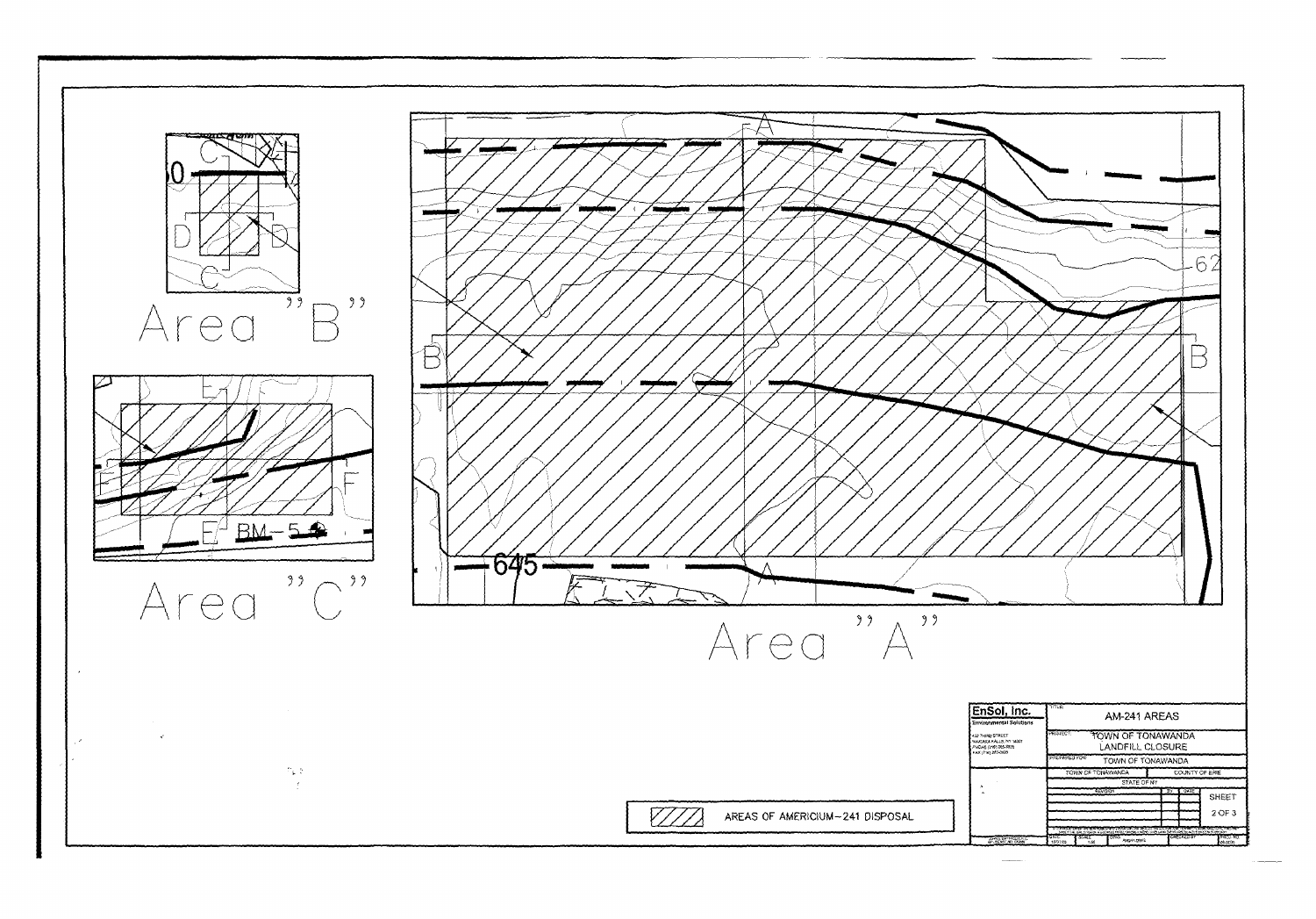Area "B"

Area "C"

Area "A"

AREAS OF AMERICIUM-241 DISPOSAL

**EnSol, Inc.**
Environmental Solutions

| | |
|---|---|
| TITLE: | AM-241 AREAS |
| PROJECT: | TOWN OF TONAWANDA LANDFILL CLOSURE |
| PREPARED FOR: | TOWN OF TONAWANDA |
| TOWN OF TONAWANDA | COUNTY OF ERIE |
| STATE OF NY | |
| SHEET | 2 OF 3 |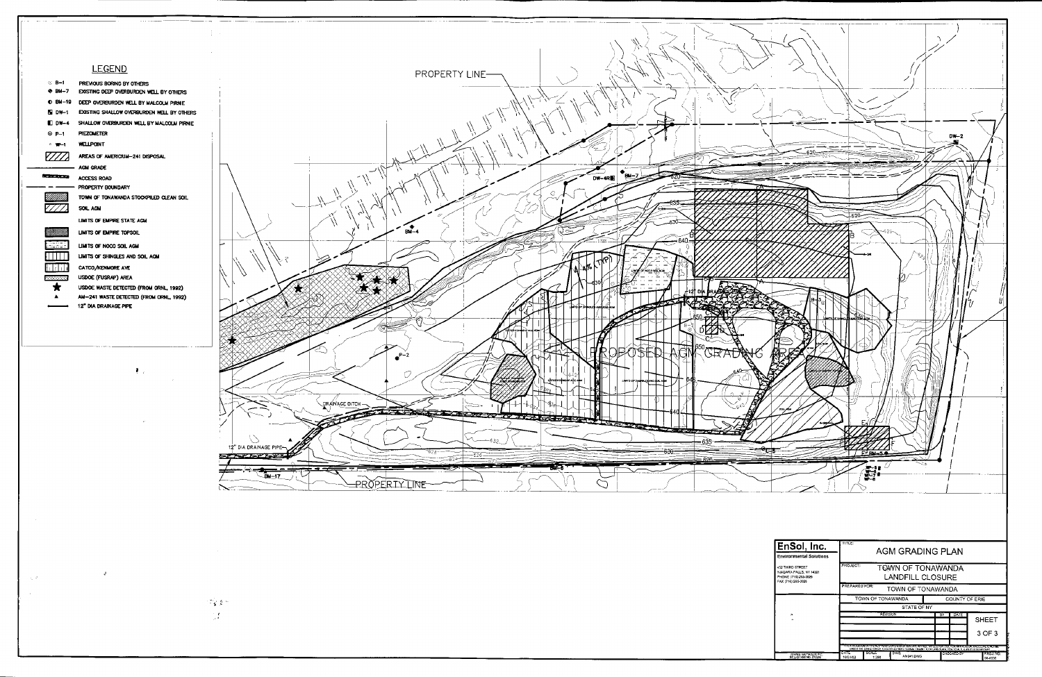## LEGEND

- B-1 PREVIOUS BORING BY OTHERS
- BM-7 EXISTING DEEP OVERBURDEN WELL BY OTHERS
- BM-19 DEEP OVERBURDEN WELL BY MALCOLM PIRNIE
- DW-1 EXISTING SHALLOW OVERBURDEN WELL BY OTHERS
- DW-4 SHALLOW OVERBURDEN WELL BY MALCOLM PIRNIE
- P-1 PIEZOMETER
- WP-1 WELLPOINT
- AREAS OF AMERICIUM-241 DISPOSAL
- AGM GRADE
- ACCESS ROAD
- PROPERTY BOUNDARY
- TOWN OF TONAWANDA STOCKPILED CLEAN SOIL
- SOIL AGM
- LIMITS OF EMPIRE STATE AGM
- LIMITS OF EMPIRE TOPSOIL
- LIMITS OF NOCO SOIL AGM
- LIMITS OF SHINGLES AND SOIL AGM
- CATCO/KENMORE AVE
- USDOE (FUSRAP) AREA
- USDOE WASTE DETECTED (FROM ORNL, 1992)
- AM-241 WASTE DETECTED (FROM ORNL, 1992)
- 12" DIA DRAINAGE PIPE

PROPERTY LINE

DW-2

620

DW-4R

BM-7

635

630

640

BM-4

4% (TYP)

630

12" DIA DRAINAGE

B-3

650

P-2

PROPOSED AGM GRADING AREA

645

640

DRAINAGE DITCH

12" DIA DRAINAGE PIPE

632

635

630

625

BM-17

BM-5

PROPERTY LINE

| | | | | |
|---|---|---|---|---|
| **EnSol, Inc.** Environmental Solutions | TITLE: AGM GRADING PLAN | | | |
| 432 THIRD STREET NIAGARA FALLS, NY 14301 PHONE (716) 285-3920 FAX (716) 285-3928 | PROJECT: TOWN OF TONAWANDA LANDFILL CLOSURE | | | |
| | PREPARED FOR: TOWN OF TONAWANDA | | | |
| | TOWN OF TONAWANDA | | COUNTY OF ERIE | |
| | STATE OF NY | | | |
| | REVISION | BY | DATE | SHEET 3 OF 3 |
| | DATE: 10/01/02 | SCALE: 1:200 | DWG: AM241.DWG | CHECKED BY | PROJ. NO. 06-0001 |